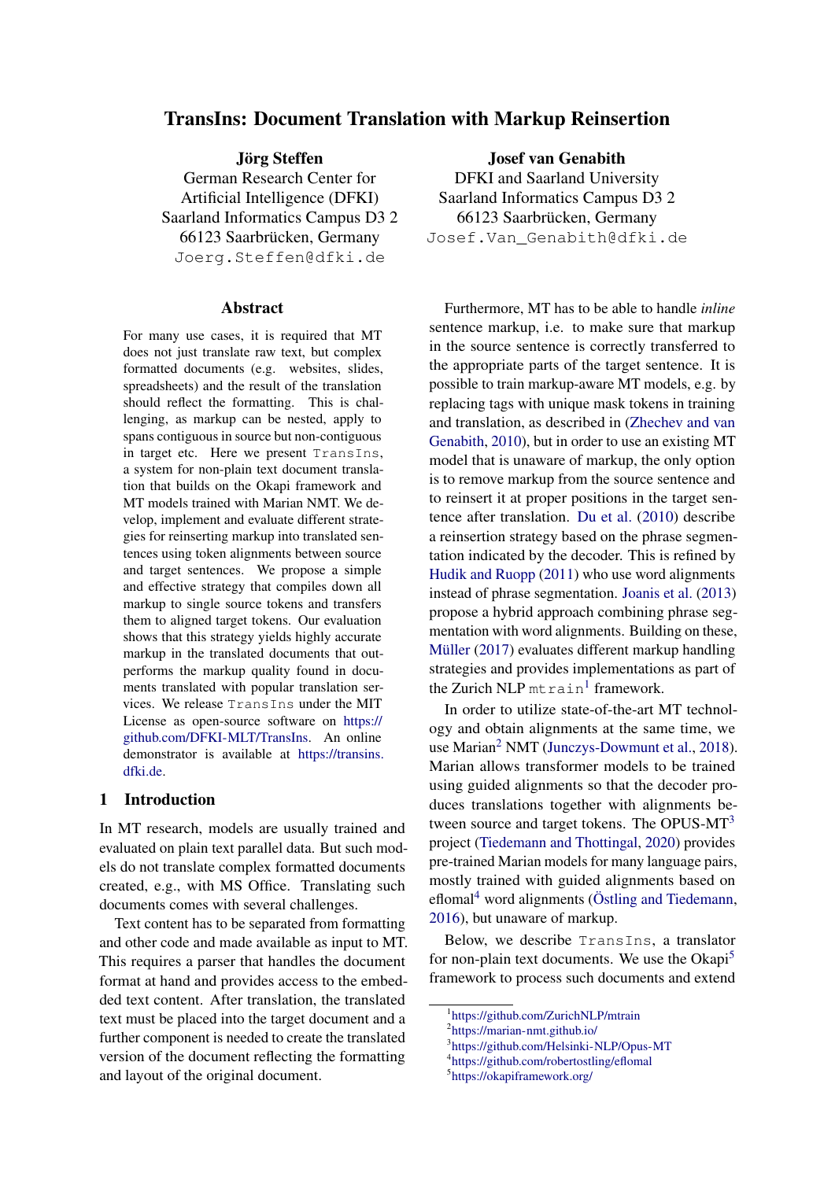# TransIns: Document Translation with Markup Reinsertion

**Jörg Steffen**
German Research Center for Artificial Intelligence (DFKI)
Saarland Informatics Campus D3 2
66123 Saarbrücken, Germany
Joerg.Steffen@dfki.de

**Josef van Genabith**
DFKI and Saarland University
Saarland Informatics Campus D3 2
66123 Saarbrücken, Germany
Josef.Van_Genabith@dfki.de

## Abstract

For many use cases, it is required that MT does not just translate raw text, but complex formatted documents (e.g. websites, slides, spreadsheets) and the result of the translation should reflect the formatting. This is challenging, as markup can be nested, apply to spans contiguous in source but non-contiguous in target etc. Here we present `TransIns`, a system for non-plain text document translation that builds on the Okapi framework and MT models trained with Marian NMT. We develop, implement and evaluate different strategies for reinserting markup into translated sentences using token alignments between source and target sentences. We propose a simple and effective strategy that compiles down all markup to single source tokens and transfers them to aligned target tokens. Our evaluation shows that this strategy yields highly accurate markup in the translated documents that outperforms the markup quality found in documents translated with popular translation services. We release `TransIns` under the MIT License as open-source software on https://github.com/DFKI-MLT/TransIns. An online demonstrator is available at https://transins.dfki.de.

## 1 Introduction

In MT research, models are usually trained and evaluated on plain text parallel data. But such models do not translate complex formatted documents created, e.g., with MS Office. Translating such documents comes with several challenges.

Text content has to be separated from formatting and other code and made available as input to MT. This requires a parser that handles the document format at hand and provides access to the embedded text content. After translation, the translated text must be placed into the target document and a further component is needed to create the translated version of the document reflecting the formatting and layout of the original document.

Furthermore, MT has to be able to handle *inline* sentence markup, i.e. to make sure that markup in the source sentence is correctly transferred to the appropriate parts of the target sentence. It is possible to train markup-aware MT models, e.g. by replacing tags with unique mask tokens in training and translation, as described in (Zhechev and van Genabith, 2010), but in order to use an existing MT model that is unaware of markup, the only option is to remove markup from the source sentence and to reinsert it at proper positions in the target sentence after translation. Du et al. (2010) describe a reinsertion strategy based on the phrase segmentation indicated by the decoder. This is refined by Hudik and Ruopp (2011) who use word alignments instead of phrase segmentation. Joanis et al. (2013) propose a hybrid approach combining phrase segmentation with word alignments. Building on these, Müller (2017) evaluates different markup handling strategies and provides implementations as part of the Zurich NLP `mtrain`[1] framework.

In order to utilize state-of-the-art MT technology and obtain alignments at the same time, we use Marian[2] NMT (Junczys-Dowmunt et al., 2018). Marian allows transformer models to be trained using guided alignments so that the decoder produces translations together with alignments between source and target tokens. The OPUS-MT[3] project (Tiedemann and Thottingal, 2020) provides pre-trained Marian models for many language pairs, mostly trained with guided alignments based on eflomal[4] word alignments (Östling and Tiedemann, 2016), but unaware of markup.

Below, we describe `TransIns`, a translator for non-plain text documents. We use the Okapi[5] framework to process such documents and extend

[1] https://github.com/ZurichNLP/mtrain
[2] https://marian-nmt.github.io/
[3] https://github.com/Helsinki-NLP/Opus-MT
[4] https://github.com/robertostling/eflomal
[5] https://okapiframework.org/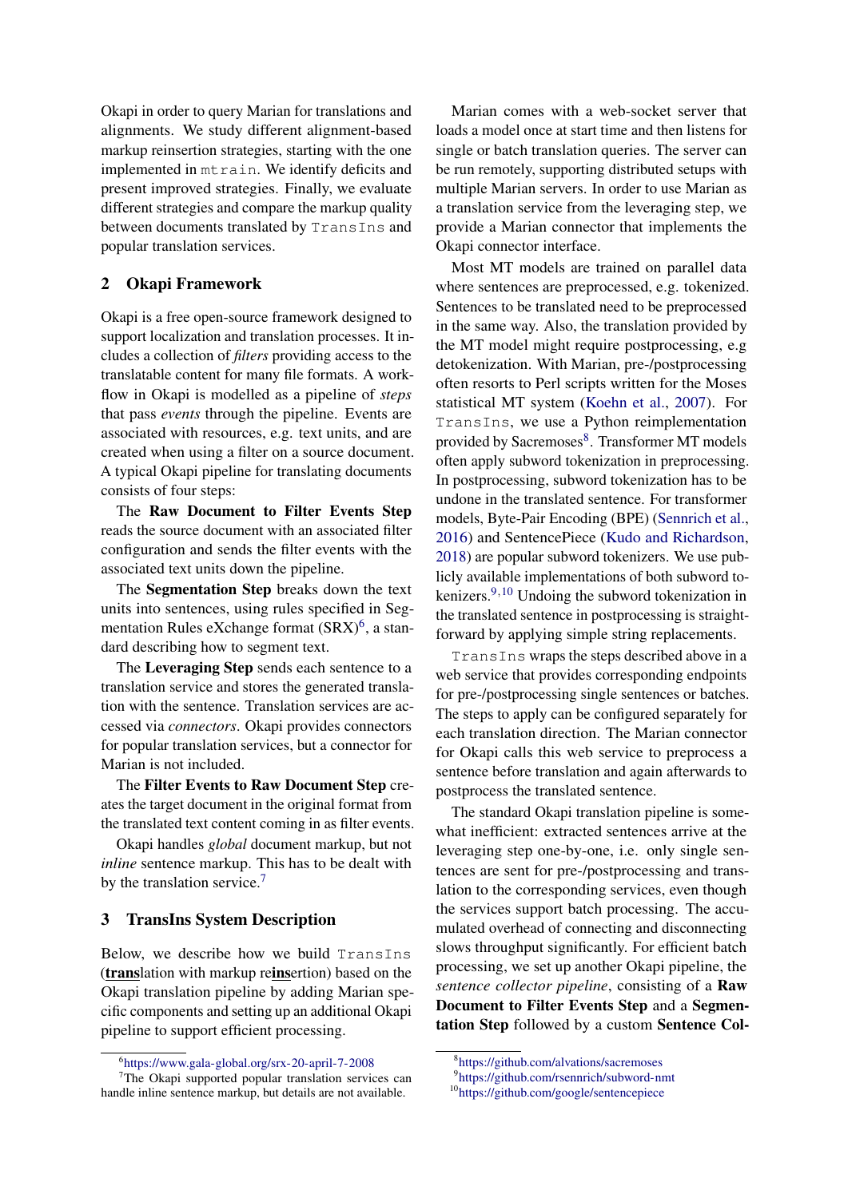Okapi in order to query Marian for translations and alignments. We study different alignment-based markup reinsertion strategies, starting with the one implemented in `mtrain`. We identify deficits and present improved strategies. Finally, we evaluate different strategies and compare the markup quality between documents translated by `TransIns` and popular translation services.

## 2 Okapi Framework

Okapi is a free open-source framework designed to support localization and translation processes. It includes a collection of *filters* providing access to the translatable content for many file formats. A workflow in Okapi is modelled as a pipeline of *steps* that pass *events* through the pipeline. Events are associated with resources, e.g. text units, and are created when using a filter on a source document. A typical Okapi pipeline for translating documents consists of four steps:

The **Raw Document to Filter Events Step** reads the source document with an associated filter configuration and sends the filter events with the associated text units down the pipeline.

The **Segmentation Step** breaks down the text units into sentences, using rules specified in Segmentation Rules eXchange format (SRX)[6], a standard describing how to segment text.

The **Leveraging Step** sends each sentence to a translation service and stores the generated translation with the sentence. Translation services are accessed via *connectors*. Okapi provides connectors for popular translation services, but a connector for Marian is not included.

The **Filter Events to Raw Document Step** creates the target document in the original format from the translated text content coming in as filter events.

Okapi handles *global* document markup, but not *inline* sentence markup. This has to be dealt with by the translation service.[7]

## 3 TransIns System Description

Below, we describe how we build `TransIns` (**<u>trans</u>**lation with markup re**<u>ins</u>**ertion) based on the Okapi translation pipeline by adding Marian specific components and setting up an additional Okapi pipeline to support efficient processing.

Marian comes with a web-socket server that loads a model once at start time and then listens for single or batch translation queries. The server can be run remotely, supporting distributed setups with multiple Marian servers. In order to use Marian as a translation service from the leveraging step, we provide a Marian connector that implements the Okapi connector interface.

Most MT models are trained on parallel data where sentences are preprocessed, e.g. tokenized. Sentences to be translated need to be preprocessed in the same way. Also, the translation provided by the MT model might require postprocessing, e.g detokenization. With Marian, pre-/postprocessing often resorts to Perl scripts written for the Moses statistical MT system (Koehn et al., 2007). For `TransIns`, we use a Python reimplementation provided by Sacremoses[8]. Transformer MT models often apply subword tokenization in preprocessing. In postprocessing, subword tokenization has to be undone in the translated sentence. For transformer models, Byte-Pair Encoding (BPE) (Sennrich et al., 2016) and SentencePiece (Kudo and Richardson, 2018) are popular subword tokenizers. We use publicly available implementations of both subword tokenizers.[9,10] Undoing the subword tokenization in the translated sentence in postprocessing is straightforward by applying simple string replacements.

`TransIns` wraps the steps described above in a web service that provides corresponding endpoints for pre-/postprocessing single sentences or batches. The steps to apply can be configured separately for each translation direction. The Marian connector for Okapi calls this web service to preprocess a sentence before translation and again afterwards to postprocess the translated sentence.

The standard Okapi translation pipeline is somewhat inefficient: extracted sentences arrive at the leveraging step one-by-one, i.e. only single sentences are sent for pre-/postprocessing and translation to the corresponding services, even though the services support batch processing. The accumulated overhead of connecting and disconnecting slows throughput significantly. For efficient batch processing, we set up another Okapi pipeline, the *sentence collector pipeline*, consisting of a **Raw Document to Filter Events Step** and a **Segmentation Step** followed by a custom **Sentence Col-**

[6] https://www.gala-global.org/srx-20-april-7-2008

[7] The Okapi supported popular translation services can handle inline sentence markup, but details are not available.

[8] https://github.com/alvations/sacremoses

[9] https://github.com/rsennrich/subword-nmt

[10] https://github.com/google/sentencepiece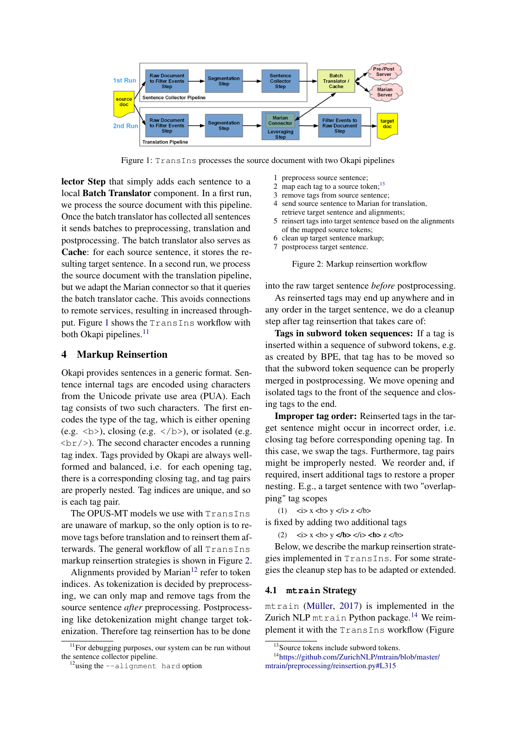Figure 1: TransIns processes the source document with two Okapi pipelines

lector Step that simply adds each sentence to a local **Batch Translator** component. In a first run, we process the source document with this pipeline. Once the batch translator has collected all sentences it sends batches to preprocessing, translation and postprocessing. The batch translator also serves as **Cache**: for each source sentence, it stores the resulting target sentence. In a second run, we process the source document with the translation pipeline, but we adapt the Marian connector so that it queries the batch translator cache. This avoids connections to remote services, resulting in increased throughput. Figure 1 shows the TransIns workflow with both Okapi pipelines.[11]

## 4 Markup Reinsertion

Okapi provides sentences in a generic format. Sentence internal tags are encoded using characters from the Unicode private use area (PUA). Each tag consists of two such characters. The first encodes the type of the tag, which is either opening (e.g. <b>), closing (e.g. </b>), or isolated (e.g. <br/>). The second character encodes a running tag index. Tags provided by Okapi are always well-formed and balanced, i.e. for each opening tag, there is a corresponding closing tag, and tag pairs are properly nested. Tag indices are unique, and so is each tag pair.

The OPUS-MT models we use with TransIns are unaware of markup, so the only option is to remove tags before translation and to reinsert them afterwards. The general workflow of all TransIns markup reinsertion strategies is shown in Figure 2.

Alignments provided by Marian[12] refer to token indices. As tokenization is decided by preprocessing, we can only map and remove tags from the source sentence *after* preprocessing. Postprocessing like detokenization might change target tokenization. Therefore tag reinsertion has to be done

1. preprocess source sentence;
2. map each tag to a source token;[13]
3. remove tags from source sentence;
4. send source sentence to Marian for translation, retrieve target sentence and alignments;
5. reinsert tags into target sentence based on the alignments of the mapped source tokens;
6. clean up target sentence markup;
7. postprocess target sentence.

Figure 2: Markup reinsertion workflow

into the raw target sentence *before* postprocessing.

As reinserted tags may end up anywhere and in any order in the target sentence, we do a cleanup step after tag reinsertion that takes care of:

**Tags in subword token sequences:** If a tag is inserted within a sequence of subword tokens, e.g. as created by BPE, that tag has to be moved so that the subword token sequence can be properly merged in postprocessing. We move opening and isolated tags to the front of the sequence and closing tags to the end.

**Improper tag order:** Reinserted tags in the target sentence might occur in incorrect order, i.e. closing tag before corresponding opening tag. In this case, we swap the tags. Furthermore, tag pairs might be improperly nested. We reorder and, if required, insert additional tags to restore a proper nesting. E.g., a target sentence with two "overlapping" tag scopes

(1) <i> x <b> y </i> z </b>

is fixed by adding two additional tags

(2) <i> x <b> y **</b>** </i> **<b>** z </b>

Below, we describe the markup reinsertion strategies implemented in TransIns. For some strategies the cleanup step has to be adapted or extended.

### 4.1 mtrain Strategy

mtrain (Müller, 2017) is implemented in the Zurich NLP mtrain Python package.[14] We reimplement it with the TransIns workflow (Figure

[11] For debugging purposes, our system can be run without the sentence collector pipeline.

[12] using the --alignment hard option

[13] Source tokens include subword tokens.

[14] https://github.com/ZurichNLP/mtrain/blob/master/mtrain/preprocessing/reinsertion.py#L315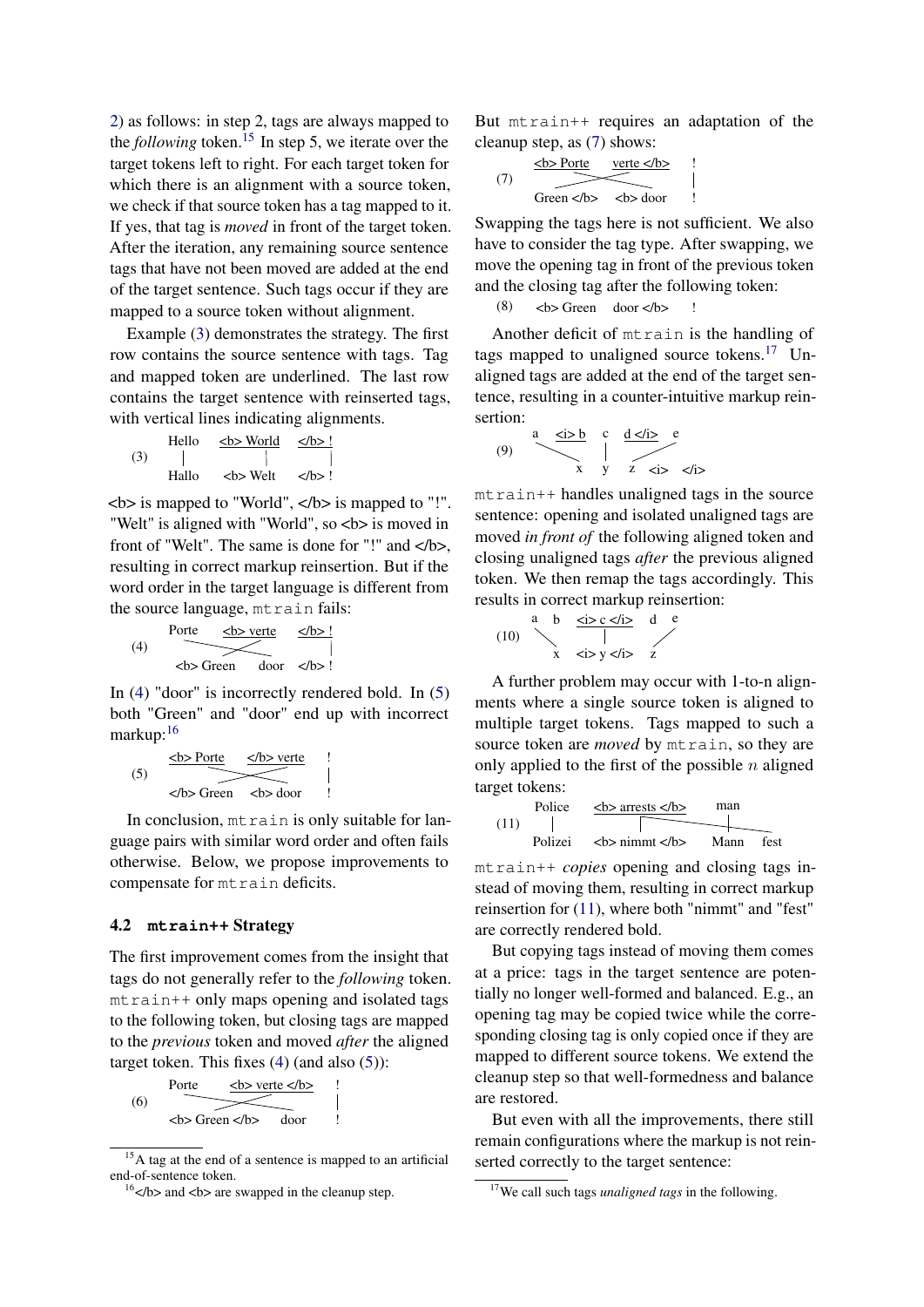2) as follows: in step 2, tags are always mapped to the *following* token.[15] In step 5, we iterate over the target tokens left to right. For each target token for which there is an alignment with a source token, we check if that source token has a tag mapped to it. If yes, that tag is *moved* in front of the target token. After the iteration, any remaining source sentence tags that have not been moved are added at the end of the target sentence. Such tags occur if they are mapped to a source token without alignment.

Example (3) demonstrates the strategy. The first row contains the source sentence with tags. Tag and mapped token are underlined. The last row contains the target sentence with reinserted tags, with vertical lines indicating alignments.

(3)
```
Hello    <b> World    </b> !
  |           |          |
Hallo    <b> Welt     </b> !
```

<b> is mapped to "World", </b> is mapped to "!". "Welt" is aligned with "World", so <b> is moved in front of "Welt". The same is done for "!" and </b>, resulting in correct markup reinsertion. But if the word order in the target language is different from the source language, mtrain fails:

(4)
```
Porte       <b> verte     </b> !
       (crossing alignment)   |
<b> Green    door         </b> !
```

In (4) "door" is incorrectly rendered bold. In (5) both "Green" and "door" end up with incorrect markup:[16]

(5)
```
<b> Porte    </b> verte     !
      (crossing alignment)  |
</b> Green   <b> door       !
```

In conclusion, mtrain is only suitable for language pairs with similar word order and often fails otherwise. Below, we propose improvements to compensate for mtrain deficits.

## 4.2 mtrain++ Strategy

The first improvement comes from the insight that tags do not generally refer to the *following* token. mtrain++ only maps opening and isolated tags to the following token, but closing tags are mapped to the *previous* token and moved *after* the aligned target token. This fixes (4) (and also (5)):

(6)
```
Porte          <b> verte </b>     !
        (crossing alignment)      |
<b> Green </b>    door            !
```

But mtrain++ requires an adaptation of the cleanup step, as (7) shows:

(7)
```
<b> Porte     verte </b>     !
      (crossing alignment)   |
Green </b>    <b> door       !
```

Swapping the tags here is not sufficient. We also have to consider the tag type. After swapping, we move the opening tag in front of the previous token and the closing tag after the following token:

(8)
```
<b> Green    door </b>    !
```

Another deficit of mtrain is the handling of tags mapped to unaligned source tokens.[17] Unaligned tags are added at the end of the target sentence, resulting in a counter-intuitive markup reinsertion:

(9)
```
a    <i> b    c    d </i>    e
  \           |         /
    x         y      z     <i>   </i>
```

mtrain++ handles unaligned tags in the source sentence: opening and isolated unaligned tags are moved *in front of* the following aligned token and closing unaligned tags *after* the previous aligned token. We then remap the tags accordingly. This results in correct markup reinsertion:

(10)
```
a   b   <i> c </i>   d   e
  \          |          /
   x     <i> y </i>    z
```

A further problem may occur with 1-to-n alignments where a single source token is aligned to multiple target tokens. Tags mapped to such a source token are *moved* by mtrain, so they are only applied to the first of the possible $n$ aligned target tokens:

(11)
```
Police     <b> arrests </b>          man
  |             |       \____          |
Polizei    <b> nimmt </b>      Mann   fest
```

mtrain++ *copies* opening and closing tags instead of moving them, resulting in correct markup reinsertion for (11), where both "nimmt" and "fest" are correctly rendered bold.

But copying tags instead of moving them comes at a price: tags in the target sentence are potentially no longer well-formed and balanced. E.g., an opening tag may be copied twice while the corresponding closing tag is only copied once if they are mapped to different source tokens. We extend the cleanup step so that well-formedness and balance are restored.

But even with all the improvements, there still remain configurations where the markup is not reinserted correctly to the target sentence:

[15] A tag at the end of a sentence is mapped to an artificial end-of-sentence token.

[16] </b> and <b> are swapped in the cleanup step.

[17] We call such tags *unaligned tags* in the following.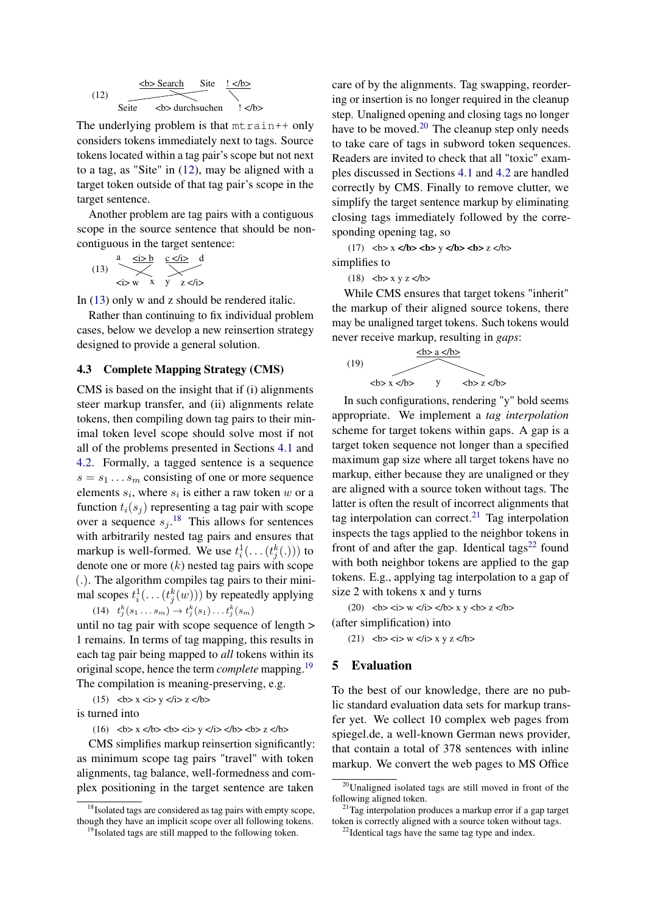(12) <b> Search   Site   ! </b>

Seite   <b> durchsuchen   ! </b>

The underlying problem is that `mtrain++` only considers tokens immediately next to tags. Source tokens located within a tag pair's scope but not next to a tag, as "Site" in (12), may be aligned with a target token outside of that tag pair's scope in the target sentence.

Another problem are tag pairs with a contiguous scope in the source sentence that should be non-contiguous in the target sentence:

(13) a   <i> b   c </i>   d

<i> w   x   y   z </i>

In (13) only w and z should be rendered italic.

Rather than continuing to fix individual problem cases, below we develop a new reinsertion strategy designed to provide a general solution.

### 4.3 Complete Mapping Strategy (CMS)

CMS is based on the insight that if (i) alignments steer markup transfer, and (ii) alignments relate tokens, then compiling down tag pairs to their minimal token level scope should solve most if not all of the problems presented in Sections 4.1 and 4.2. Formally, a tagged sentence is a sequence $s = s_1 \ldots s_m$ consisting of one or more sequence elements $s_i$, where $s_i$ is either a raw token $w$ or a function $t_i(s_j)$ representing a tag pair with scope over a sequence $s_j$.[18] This allows for sentences with arbitrarily nested tag pairs and ensures that markup is well-formed. We use $t_i^1(\ldots(t_j^k(.)))$ to denote one or more ($k$) nested tag pairs with scope $(.)$. The algorithm compiles tag pairs to their minimal scopes $t_i^1(\ldots(t_j^k(w)))$ by repeatedly applying

(14) $t_j^k(s_1 \ldots s_m) \rightarrow t_j^k(s_1) \ldots t_j^k(s_m)$

until no tag pair with scope sequence of length > 1 remains. In terms of tag mapping, this results in each tag pair being mapped to *all* tokens within its original scope, hence the term *complete* mapping.[19] The compilation is meaning-preserving, e.g.

(15) <b> x <i> y </i> z </b>

is turned into

(16) <b> x </b> <b> <i> y </i> </b> <b> z </b>

CMS simplifies markup reinsertion significantly: as minimum scope tag pairs "travel" with token alignments, tag balance, well-formedness and complex positioning in the target sentence are taken care of by the alignments. Tag swapping, reordering or insertion is no longer required in the cleanup step. Unaligned opening and closing tags no longer have to be moved.[20] The cleanup step only needs to take care of tags in subword token sequences. Readers are invited to check that all "toxic" examples discussed in Sections 4.1 and 4.2 are handled correctly by CMS. Finally to remove clutter, we simplify the target sentence markup by eliminating closing tags immediately followed by the corresponding opening tag, so

(17) <b> x **</b> <b>** y **</b> <b>** z </b>

simplifies to

(18) <b> x y z </b>

While CMS ensures that target tokens "inherit" the markup of their aligned source tokens, there may be unaligned target tokens. Such tokens would never receive markup, resulting in *gaps*:

(19) <b> a </b>

<b> x </b>   y   <b> z </b>

In such configurations, rendering "y" bold seems appropriate. We implement a *tag interpolation* scheme for target tokens within gaps. A gap is a target token sequence not longer than a specified maximum gap size where all target tokens have no markup, either because they are unaligned or they are aligned with a source token without tags. The latter is often the result of incorrect alignments that tag interpolation can correct.[21] Tag interpolation inspects the tags applied to the neighbor tokens in front of and after the gap. Identical tags[22] found with both neighbor tokens are applied to the gap tokens. E.g., applying tag interpolation to a gap of size 2 with tokens x and y turns

(20) <b> <i> w </i> </b> x y <b> z </b>

(after simplification) into

(21) <b> <i> w </i> x y z </b>

## 5 Evaluation

To the best of our knowledge, there are no public standard evaluation data sets for markup transfer yet. We collect 10 complex web pages from spiegel.de, a well-known German news provider, that contain a total of 378 sentences with inline markup. We convert the web pages to MS Office

[18] Isolated tags are considered as tag pairs with empty scope, though they have an implicit scope over all following tokens.

[19] Isolated tags are still mapped to the following token.

[20] Unaligned isolated tags are still moved in front of the following aligned token.

[21] Tag interpolation produces a markup error if a gap target token is correctly aligned with a source token without tags.

[22] Identical tags have the same tag type and index.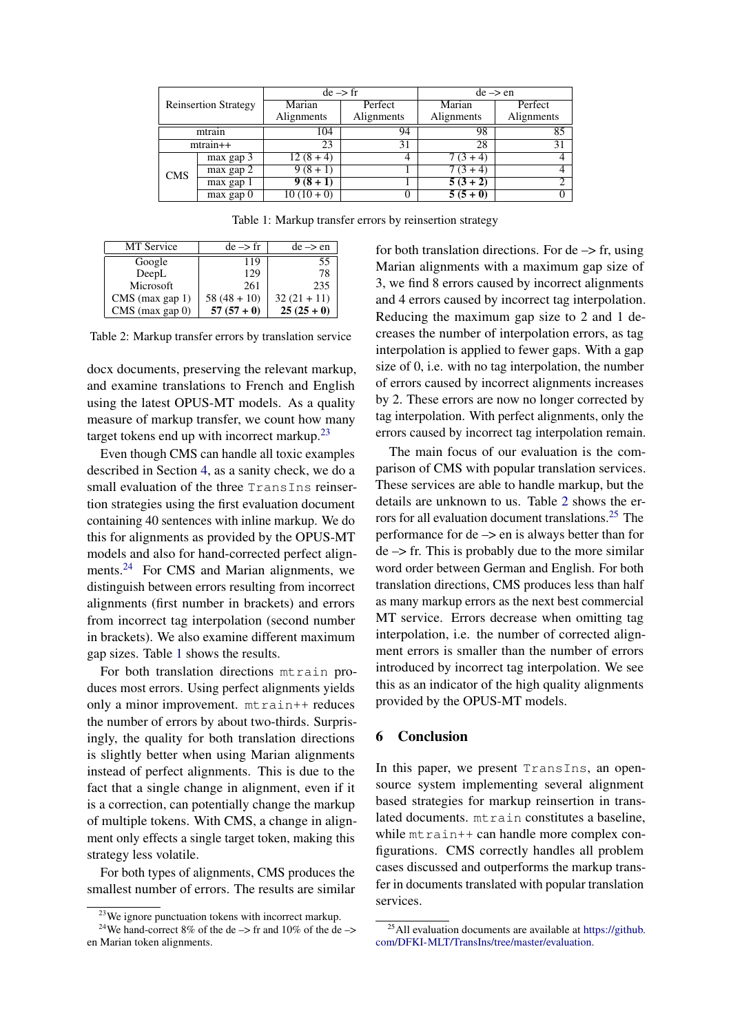| Reinsertion Strategy | | de –> fr | | de –> en | |
|---|---|---|---|---|---|
| | | Marian Alignments | Perfect Alignments | Marian Alignments | Perfect Alignments |
| mtrain | | 104 | 94 | 98 | 85 |
| mtrain++ | | 23 | 31 | 28 | 31 |
| CMS | max gap 3 | 12 (8 + 4) | 4 | 7 (3 + 4) | 4 |
| | max gap 2 | 9 (8 + 1) | 1 | 7 (3 + 4) | 4 |
| | max gap 1 | **9 (8 + 1)** | 1 | **5 (3 + 2)** | 2 |
| | max gap 0 | 10 (10 + 0) | 0 | **5 (5 + 0)** | 0 |

Table 1: Markup transfer errors by reinsertion strategy

| MT Service | de –> fr | de –> en |
|---|---|---|
| Google | 119 | 55 |
| DeepL | 129 | 78 |
| Microsoft | 261 | 235 |
| CMS (max gap 1) | 58 (48 + 10) | 32 (21 + 11) |
| CMS (max gap 0) | **57 (57 + 0)** | **25 (25 + 0)** |

Table 2: Markup transfer errors by translation service

docx documents, preserving the relevant markup, and examine translations to French and English using the latest OPUS-MT models. As a quality measure of markup transfer, we count how many target tokens end up with incorrect markup.[23]

Even though CMS can handle all toxic examples described in Section 4, as a sanity check, we do a small evaluation of the three `TransIns` reinsertion strategies using the first evaluation document containing 40 sentences with inline markup. We do this for alignments as provided by the OPUS-MT models and also for hand-corrected perfect alignments.[24] For CMS and Marian alignments, we distinguish between errors resulting from incorrect alignments (first number in brackets) and errors from incorrect tag interpolation (second number in brackets). We also examine different maximum gap sizes. Table 1 shows the results.

For both translation directions `mtrain` produces most errors. Using perfect alignments yields only a minor improvement. `mtrain++` reduces the number of errors by about two-thirds. Surprisingly, the quality for both translation directions is slightly better when using Marian alignments instead of perfect alignments. This is due to the fact that a single change in alignment, even if it is a correction, can potentially change the markup of multiple tokens. With CMS, a change in alignment only effects a single target token, making this strategy less volatile.

For both types of alignments, CMS produces the smallest number of errors. The results are similar for both translation directions. For de –> fr, using Marian alignments with a maximum gap size of 3, we find 8 errors caused by incorrect alignments and 4 errors caused by incorrect tag interpolation. Reducing the maximum gap size to 2 and 1 decreases the number of interpolation errors, as tag interpolation is applied to fewer gaps. With a gap size of 0, i.e. with no tag interpolation, the number of errors caused by incorrect alignments increases by 2. These errors are now no longer corrected by tag interpolation. With perfect alignments, only the errors caused by incorrect tag interpolation remain.

The main focus of our evaluation is the comparison of CMS with popular translation services. These services are able to handle markup, but the details are unknown to us. Table 2 shows the errors for all evaluation document translations.[25] The performance for de –> en is always better than for de –> fr. This is probably due to the more similar word order between German and English. For both translation directions, CMS produces less than half as many markup errors as the next best commercial MT service. Errors decrease when omitting tag interpolation, i.e. the number of corrected alignment errors is smaller than the number of errors introduced by incorrect tag interpolation. We see this as an indicator of the high quality alignments provided by the OPUS-MT models.

## 6 Conclusion

In this paper, we present `TransIns`, an open-source system implementing several alignment based strategies for markup reinsertion in translated documents. `mtrain` constitutes a baseline, while `mtrain++` can handle more complex configurations. CMS correctly handles all problem cases discussed and outperforms the markup transfer in documents translated with popular translation services.

[23] We ignore punctuation tokens with incorrect markup.

[24] We hand-correct 8% of the de –> fr and 10% of the de –> en Marian token alignments.

[25] All evaluation documents are available at https://github.com/DFKI-MLT/TransIns/tree/master/evaluation.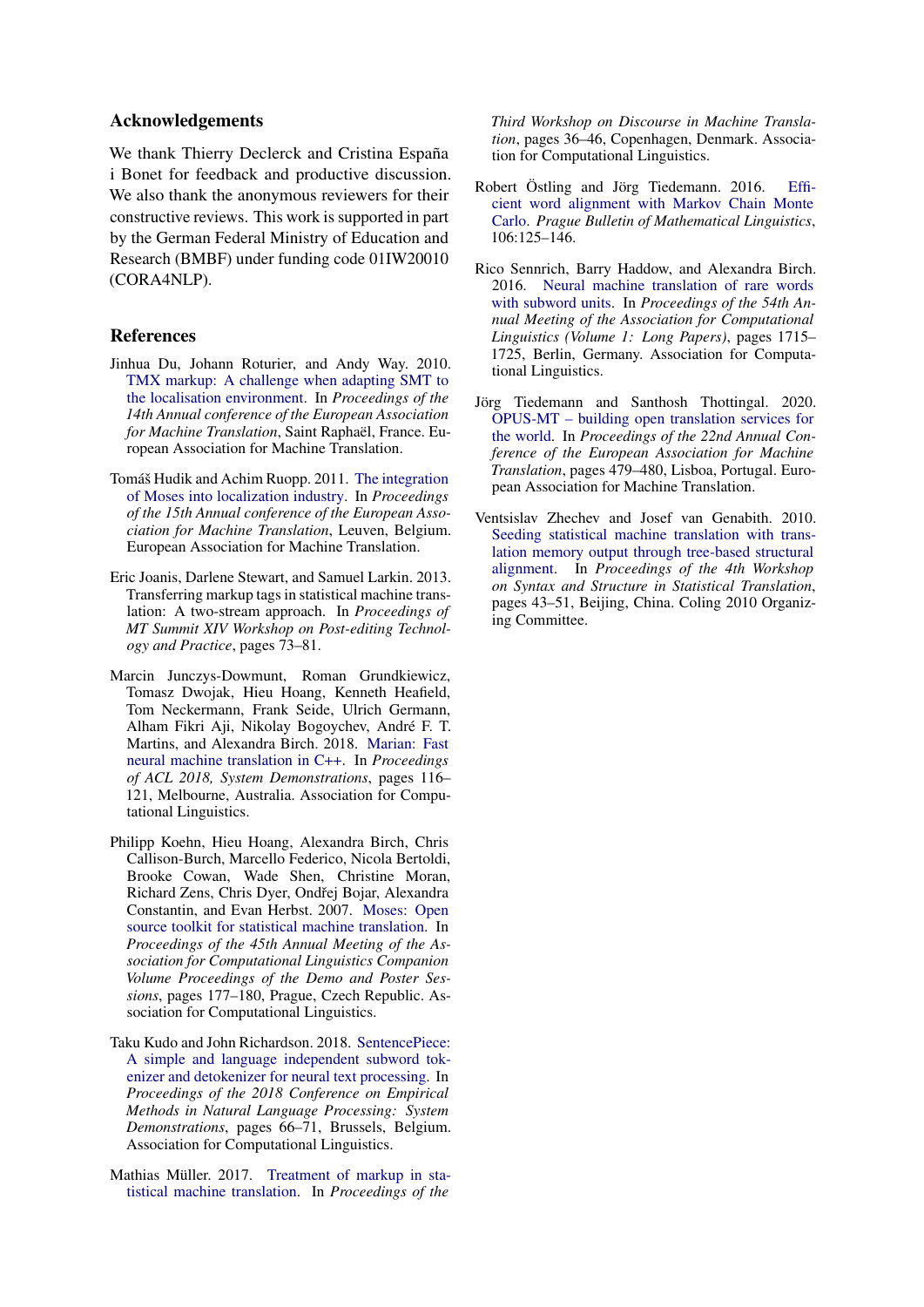## Acknowledgements

We thank Thierry Declerck and Cristina España i Bonet for feedback and productive discussion. We also thank the anonymous reviewers for their constructive reviews. This work is supported in part by the German Federal Ministry of Education and Research (BMBF) under funding code 01IW20010 (CORA4NLP).

## References

Jinhua Du, Johann Roturier, and Andy Way. 2010. TMX markup: A challenge when adapting SMT to the localisation environment. In *Proceedings of the 14th Annual conference of the European Association for Machine Translation*, Saint Raphaël, France. European Association for Machine Translation.

Tomáš Hudik and Achim Ruopp. 2011. The integration of Moses into localization industry. In *Proceedings of the 15th Annual conference of the European Association for Machine Translation*, Leuven, Belgium. European Association for Machine Translation.

Eric Joanis, Darlene Stewart, and Samuel Larkin. 2013. Transferring markup tags in statistical machine translation: A two-stream approach. In *Proceedings of MT Summit XIV Workshop on Post-editing Technology and Practice*, pages 73–81.

Marcin Junczys-Dowmunt, Roman Grundkiewicz, Tomasz Dwojak, Hieu Hoang, Kenneth Heafield, Tom Neckermann, Frank Seide, Ulrich Germann, Alham Fikri Aji, Nikolay Bogoychev, André F. T. Martins, and Alexandra Birch. 2018. Marian: Fast neural machine translation in C++. In *Proceedings of ACL 2018, System Demonstrations*, pages 116–121, Melbourne, Australia. Association for Computational Linguistics.

Philipp Koehn, Hieu Hoang, Alexandra Birch, Chris Callison-Burch, Marcello Federico, Nicola Bertoldi, Brooke Cowan, Wade Shen, Christine Moran, Richard Zens, Chris Dyer, Ondřej Bojar, Alexandra Constantin, and Evan Herbst. 2007. Moses: Open source toolkit for statistical machine translation. In *Proceedings of the 45th Annual Meeting of the Association for Computational Linguistics Companion Volume Proceedings of the Demo and Poster Sessions*, pages 177–180, Prague, Czech Republic. Association for Computational Linguistics.

Taku Kudo and John Richardson. 2018. SentencePiece: A simple and language independent subword tokenizer and detokenizer for neural text processing. In *Proceedings of the 2018 Conference on Empirical Methods in Natural Language Processing: System Demonstrations*, pages 66–71, Brussels, Belgium. Association for Computational Linguistics.

Mathias Müller. 2017. Treatment of markup in statistical machine translation. In *Proceedings of the Third Workshop on Discourse in Machine Translation*, pages 36–46, Copenhagen, Denmark. Association for Computational Linguistics.

Robert Östling and Jörg Tiedemann. 2016. Efficient word alignment with Markov Chain Monte Carlo. *Prague Bulletin of Mathematical Linguistics*, 106:125–146.

Rico Sennrich, Barry Haddow, and Alexandra Birch. 2016. Neural machine translation of rare words with subword units. In *Proceedings of the 54th Annual Meeting of the Association for Computational Linguistics (Volume 1: Long Papers)*, pages 1715–1725, Berlin, Germany. Association for Computational Linguistics.

Jörg Tiedemann and Santhosh Thottingal. 2020. OPUS-MT – building open translation services for the world. In *Proceedings of the 22nd Annual Conference of the European Association for Machine Translation*, pages 479–480, Lisboa, Portugal. European Association for Machine Translation.

Ventsislav Zhechev and Josef van Genabith. 2010. Seeding statistical machine translation with translation memory output through tree-based structural alignment. In *Proceedings of the 4th Workshop on Syntax and Structure in Statistical Translation*, pages 43–51, Beijing, China. Coling 2010 Organizing Committee.